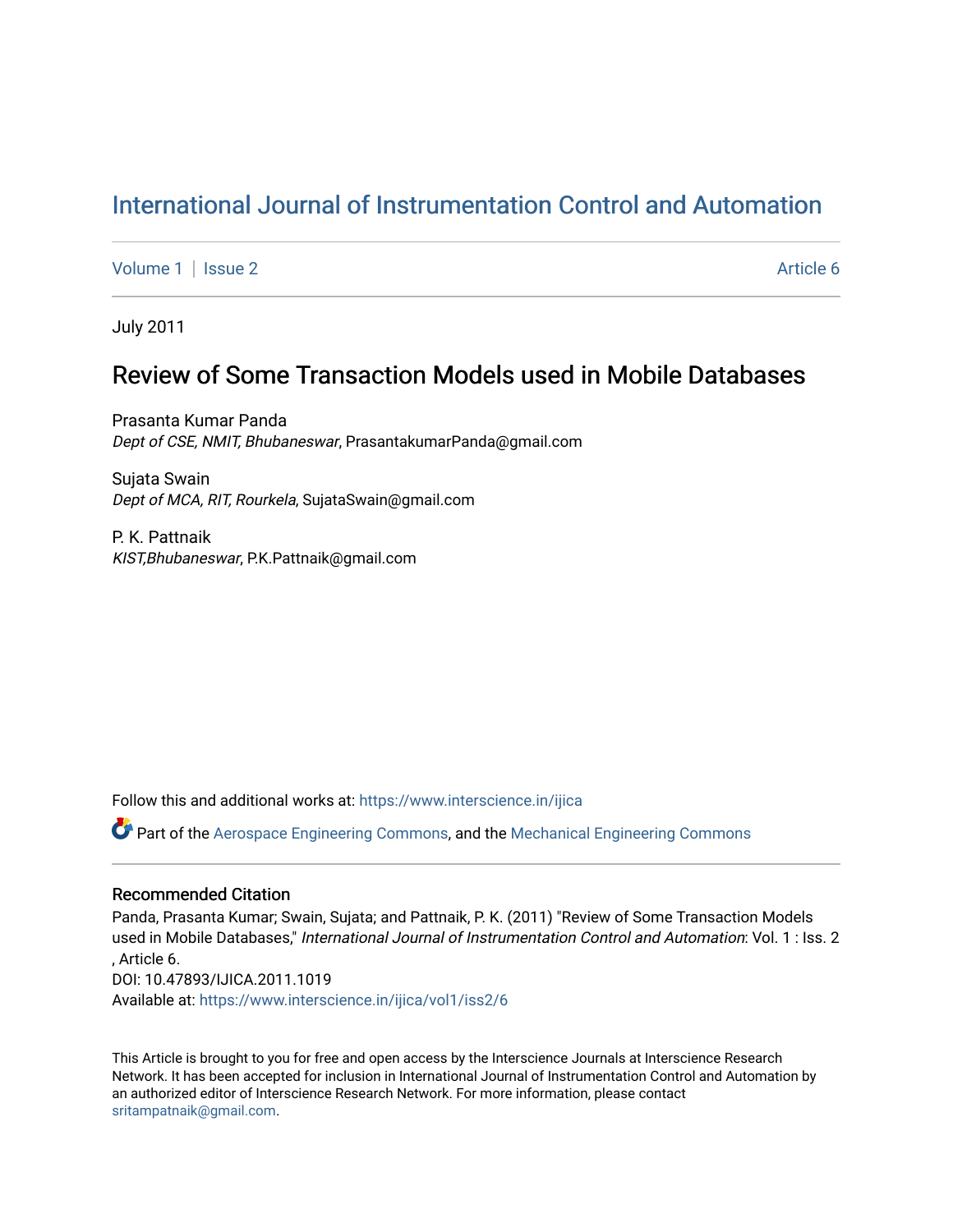# International Journal of Instrumentation Control and Automation

Volume 1 | Issue 2 Article 6

July 2011

## Review of Some Transaction Models used in Mobile Databases

Prasanta Kumar Panda
*Dept of CSE, NMIT, Bhubaneswar*, PrasantakumarPanda@gmail.com

Sujata Swain
*Dept of MCA, RIT, Rourkela*, SujataSwain@gmail.com

P. K. Pattnaik
*KIST,Bhubaneswar*, P.K.Pattnaik@gmail.com

Follow this and additional works at: https://www.interscience.in/ijica

Part of the Aerospace Engineering Commons, and the Mechanical Engineering Commons

### Recommended Citation

Panda, Prasanta Kumar; Swain, Sujata; and Pattnaik, P. K. (2011) "Review of Some Transaction Models used in Mobile Databases," *International Journal of Instrumentation Control and Automation*: Vol. 1 : Iss. 2 , Article 6.
DOI: 10.47893/IJICA.2011.1019
Available at: https://www.interscience.in/ijica/vol1/iss2/6

This Article is brought to you for free and open access by the Interscience Journals at Interscience Research Network. It has been accepted for inclusion in International Journal of Instrumentation Control and Automation by an authorized editor of Interscience Research Network. For more information, please contact sritampatnaik@gmail.com.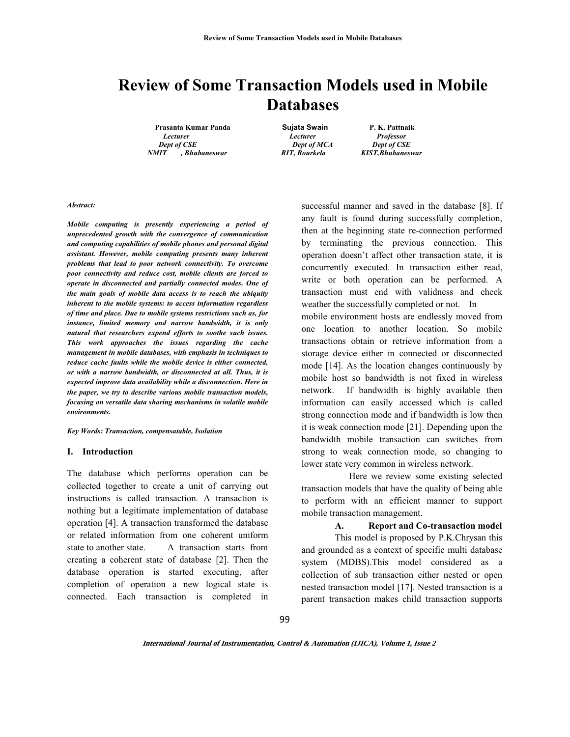# Review of Some Transaction Models used in Mobile Databases

**Prasanta Kumar Panda**
*Lecturer*
*Dept of CSE*
*NMIT , Bhubaneswar*

**Sujata Swain**
*Lecturer*
*Dept of MCA*
*RIT, Rourkela*

**P. K. Pattnaik**
*Professor*
*Dept of CSE*
*KIST,Bhubaneswar*

***Abstract:***

***Mobile computing is presently experiencing a period of unprecedented growth with the convergence of communication and computing capabilities of mobile phones and personal digital assistant. However, mobile computing presents many inherent problems that lead to poor network connectivity. To overcome poor connectivity and reduce cost, mobile clients are forced to operate in disconnected and partially connected modes. One of the main goals of mobile data access is to reach the ubiquity inherent to the mobile systems: to access information regardless of time and place. Due to mobile systems restrictions such as, for instance, limited memory and narrow bandwidth, it is only natural that researchers expend efforts to soothe such issues. This work approaches the issues regarding the cache management in mobile databases, with emphasis in techniques to reduce cache faults while the mobile device is either connected, or with a narrow bandwidth, or disconnected at all. Thus, it is expected improve data availability while a disconnection. Here in the paper, we try to describe various mobile transaction models, focusing on versatile data sharing mechanisms in volatile mobile environments.***

***Key Words: Transaction, compensatable, Isolation***

## I. Introduction

The database which performs operation can be collected together to create a unit of carrying out instructions is called transaction. A transaction is nothing but a legitimate implementation of database operation [4]. A transaction transformed the database or related information from one coherent uniform state to another state. A transaction starts from creating a coherent state of database [2]. Then the database operation is started executing, after completion of operation a new logical state is connected. Each transaction is completed in successful manner and saved in the database [8]. If any fault is found during successfully completion, then at the beginning state re-connection performed by terminating the previous connection. This operation doesn't affect other transaction state, it is concurrently executed. In transaction either read, write or both operation can be performed. A transaction must end with validness and check weather the successfully completed or not. In mobile environment hosts are endlessly moved from one location to another location. So mobile transactions obtain or retrieve information from a storage device either in connected or disconnected mode [14]. As the location changes continuously by mobile host so bandwidth is not fixed in wireless network. If bandwidth is highly available then information can easily accessed which is called strong connection mode and if bandwidth is low then it is weak connection mode [21]. Depending upon the bandwidth mobile transaction can switches from strong to weak connection mode, so changing to lower state very common in wireless network.

Here we review some existing selected transaction models that have the quality of being able to perform with an efficient manner to support mobile transaction management.

### A. Report and Co-transaction model

This model is proposed by P.K.Chrysan this and grounded as a context of specific multi database system (MDBS).This model considered as a collection of sub transaction either nested or open nested transaction model [17]. Nested transaction is a parent transaction makes child transaction supports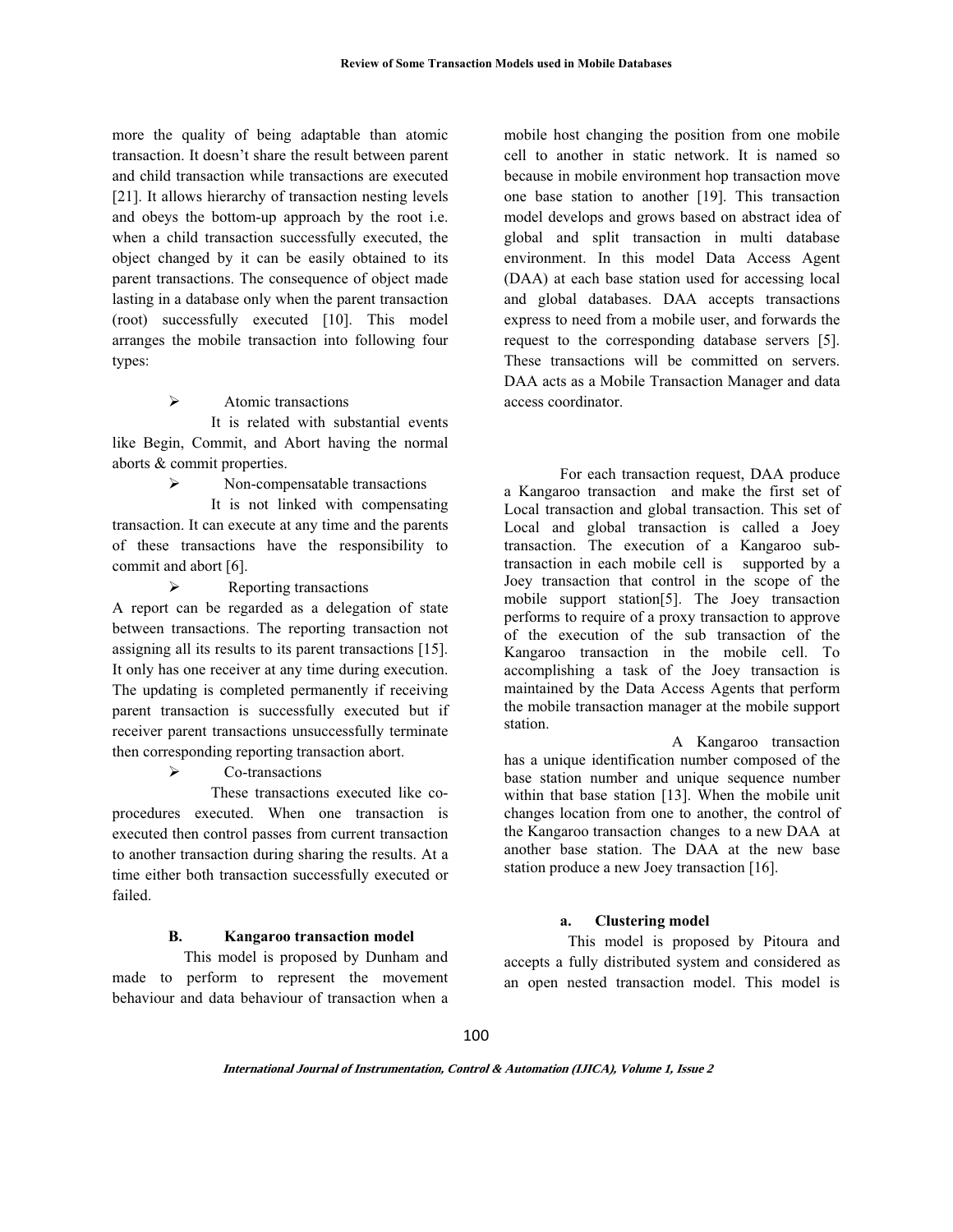more the quality of being adaptable than atomic transaction. It doesn't share the result between parent and child transaction while transactions are executed [21]. It allows hierarchy of transaction nesting levels and obeys the bottom-up approach by the root i.e. when a child transaction successfully executed, the object changed by it can be easily obtained to its parent transactions. The consequence of object made lasting in a database only when the parent transaction (root) successfully executed [10]. This model arranges the mobile transaction into following four types:

- Atomic transactions

  It is related with substantial events like Begin, Commit, and Abort having the normal aborts & commit properties.

- Non-compensatable transactions

  It is not linked with compensating transaction. It can execute at any time and the parents of these transactions have the responsibility to commit and abort [6].

- Reporting transactions

  A report can be regarded as a delegation of state between transactions. The reporting transaction not assigning all its results to its parent transactions [15]. It only has one receiver at any time during execution. The updating is completed permanently if receiving parent transaction is successfully executed but if receiver parent transactions unsuccessfully terminate then corresponding reporting transaction abort.

- Co-transactions

  These transactions executed like co-procedures executed. When one transaction is executed then control passes from current transaction to another transaction during sharing the results. At a time either both transaction successfully executed or failed.

### B. Kangaroo transaction model

This model is proposed by Dunham and made to perform to represent the movement behaviour and data behaviour of transaction when a mobile host changing the position from one mobile cell to another in static network. It is named so because in mobile environment hop transaction move one base station to another [19]. This transaction model develops and grows based on abstract idea of global and split transaction in multi database environment. In this model Data Access Agent (DAA) at each base station used for accessing local and global databases. DAA accepts transactions express to need from a mobile user, and forwards the request to the corresponding database servers [5]. These transactions will be committed on servers. DAA acts as a Mobile Transaction Manager and data access coordinator.

For each transaction request, DAA produce a Kangaroo transaction and make the first set of Local transaction and global transaction. This set of Local and global transaction is called a Joey transaction. The execution of a Kangaroo sub-transaction in each mobile cell is supported by a Joey transaction that control in the scope of the mobile support station[5]. The Joey transaction performs to require of a proxy transaction to approve of the execution of the sub transaction of the Kangaroo transaction in the mobile cell. To accomplishing a task of the Joey transaction is maintained by the Data Access Agents that perform the mobile transaction manager at the mobile support station.

A Kangaroo transaction has a unique identification number composed of the base station number and unique sequence number within that base station [13]. When the mobile unit changes location from one to another, the control of the Kangaroo transaction changes to a new DAA at another base station. The DAA at the new base station produce a new Joey transaction [16].

#### a. Clustering model

This model is proposed by Pitoura and accepts a fully distributed system and considered as an open nested transaction model. This model is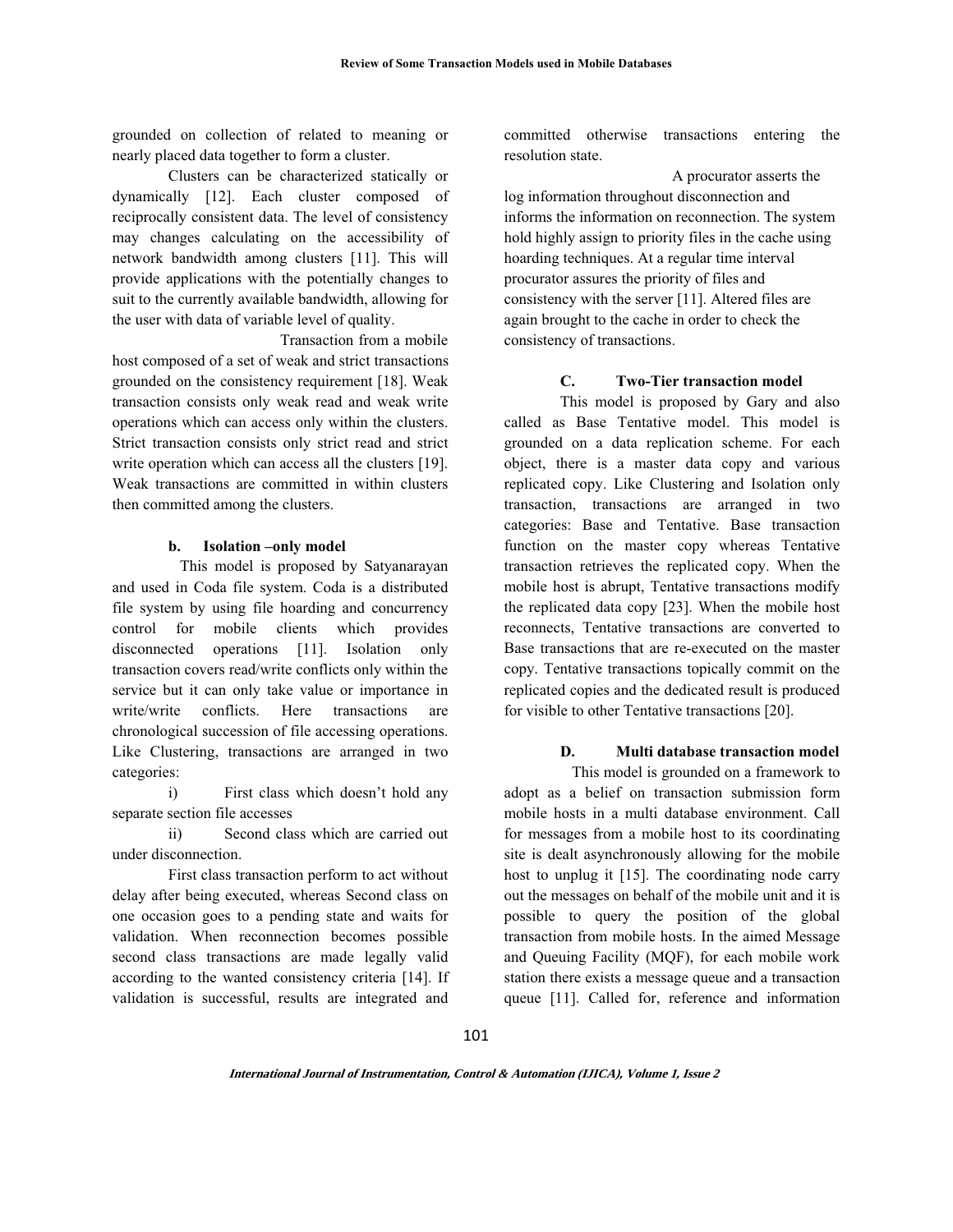grounded on collection of related to meaning or nearly placed data together to form a cluster.

Clusters can be characterized statically or dynamically [12]. Each cluster composed of reciprocally consistent data. The level of consistency may changes calculating on the accessibility of network bandwidth among clusters [11]. This will provide applications with the potentially changes to suit to the currently available bandwidth, allowing for the user with data of variable level of quality.

Transaction from a mobile host composed of a set of weak and strict transactions grounded on the consistency requirement [18]. Weak transaction consists only weak read and weak write operations which can access only within the clusters. Strict transaction consists only strict read and strict write operation which can access all the clusters [19]. Weak transactions are committed in within clusters then committed among the clusters.

#### b. Isolation –only model

This model is proposed by Satyanarayan and used in Coda file system. Coda is a distributed file system by using file hoarding and concurrency control for mobile clients which provides disconnected operations [11]. Isolation only transaction covers read/write conflicts only within the service but it can only take value or importance in write/write conflicts. Here transactions are chronological succession of file accessing operations. Like Clustering, transactions are arranged in two categories:

i) First class which doesn't hold any separate section file accesses

ii) Second class which are carried out under disconnection.

First class transaction perform to act without delay after being executed, whereas Second class on one occasion goes to a pending state and waits for validation. When reconnection becomes possible second class transactions are made legally valid according to the wanted consistency criteria [14]. If validation is successful, results are integrated and committed otherwise transactions entering the resolution state.

A procurator asserts the log information throughout disconnection and informs the information on reconnection. The system hold highly assign to priority files in the cache using hoarding techniques. At a regular time interval procurator assures the priority of files and consistency with the server [11]. Altered files are again brought to the cache in order to check the consistency of transactions.

### C. Two-Tier transaction model

This model is proposed by Gary and also called as Base Tentative model. This model is grounded on a data replication scheme. For each object, there is a master data copy and various replicated copy. Like Clustering and Isolation only transaction, transactions are arranged in two categories: Base and Tentative. Base transaction function on the master copy whereas Tentative transaction retrieves the replicated copy. When the mobile host is abrupt, Tentative transactions modify the replicated data copy [23]. When the mobile host reconnects, Tentative transactions are converted to Base transactions that are re-executed on the master copy. Tentative transactions topically commit on the replicated copies and the dedicated result is produced for visible to other Tentative transactions [20].

### D. Multi database transaction model

This model is grounded on a framework to adopt as a belief on transaction submission form mobile hosts in a multi database environment. Call for messages from a mobile host to its coordinating site is dealt asynchronously allowing for the mobile host to unplug it [15]. The coordinating node carry out the messages on behalf of the mobile unit and it is possible to query the position of the global transaction from mobile hosts. In the aimed Message and Queuing Facility (MQF), for each mobile work station there exists a message queue and a transaction queue [11]. Called for, reference and information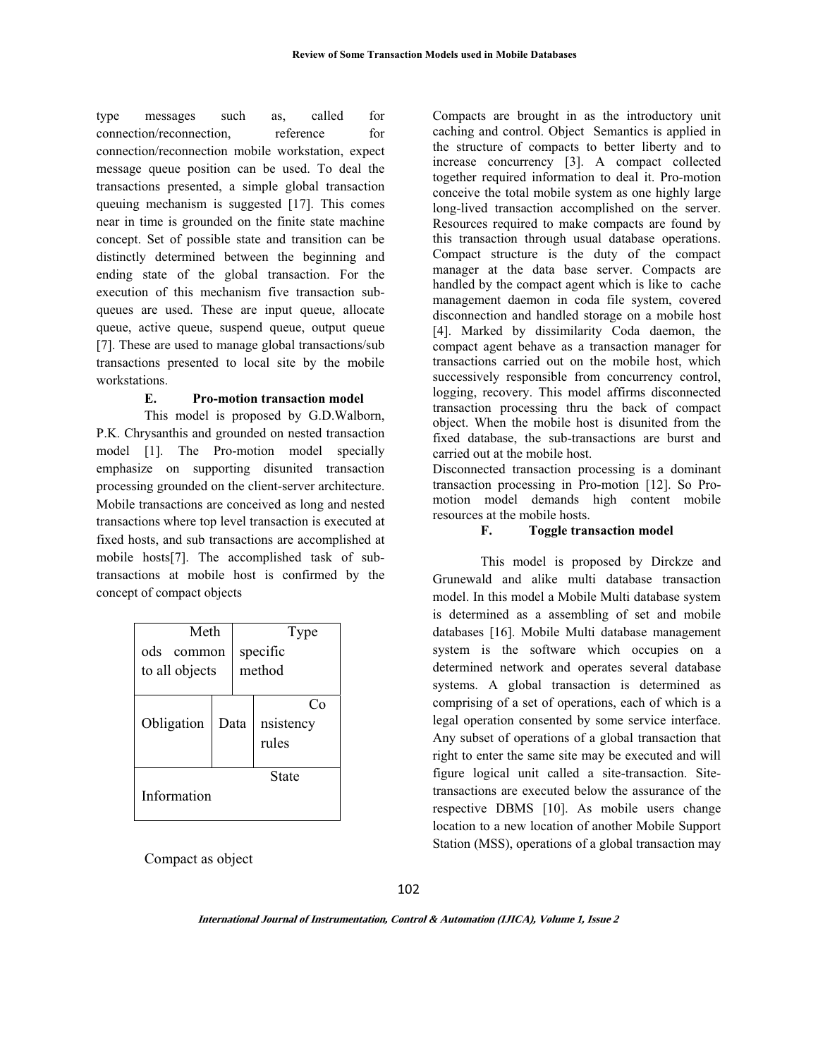type messages such as, called for connection/reconnection, reference for connection/reconnection mobile workstation, expect message queue position can be used. To deal the transactions presented, a simple global transaction queuing mechanism is suggested [17]. This comes near in time is grounded on the finite state machine concept. Set of possible state and transition can be distinctly determined between the beginning and ending state of the global transaction. For the execution of this mechanism five transaction sub-queues are used. These are input queue, allocate queue, active queue, suspend queue, output queue [7]. These are used to manage global transactions/sub transactions presented to local site by the mobile workstations.

### E. Pro-motion transaction model

This model is proposed by G.D.Walborn, P.K. Chrysanthis and grounded on nested transaction model [1]. The Pro-motion model specially emphasize on supporting disunited transaction processing grounded on the client-server architecture. Mobile transactions are conceived as long and nested transactions where top level transaction is executed at fixed hosts, and sub transactions are accomplished at mobile hosts[7]. The accomplished task of sub-transactions at mobile host is confirmed by the concept of compact objects

| Methods common to all objects | | Type specific method |
|---|---|---|
| Obligation | Data | Consistency rules |
| State Information | | |

Compact as object

Compacts are brought in as the introductory unit caching and control. Object Semantics is applied in the structure of compacts to better liberty and to increase concurrency [3]. A compact collected together required information to deal it. Pro-motion conceive the total mobile system as one highly large long-lived transaction accomplished on the server. Resources required to make compacts are found by this transaction through usual database operations. Compact structure is the duty of the compact manager at the data base server. Compacts are handled by the compact agent which is like to cache management daemon in coda file system, covered disconnection and handled storage on a mobile host [4]. Marked by dissimilarity Coda daemon, the compact agent behave as a transaction manager for transactions carried out on the mobile host, which successively responsible from concurrency control, logging, recovery. This model affirms disconnected transaction processing thru the back of compact object. When the mobile host is disunited from the fixed database, the sub-transactions are burst and carried out at the mobile host.

Disconnected transaction processing is a dominant transaction processing in Pro-motion [12]. So Pro-motion model demands high content mobile resources at the mobile hosts.

### F. Toggle transaction model

This model is proposed by Dirckze and Grunewald and alike multi database transaction model. In this model a Mobile Multi database system is determined as a assembling of set and mobile databases [16]. Mobile Multi database management system is the software which occupies on a determined network and operates several database systems. A global transaction is determined as comprising of a set of operations, each of which is a legal operation consented by some service interface. Any subset of operations of a global transaction that right to enter the same site may be executed and will figure logical unit called a site-transaction. Site-transactions are executed below the assurance of the respective DBMS [10]. As mobile users change location to a new location of another Mobile Support Station (MSS), operations of a global transaction may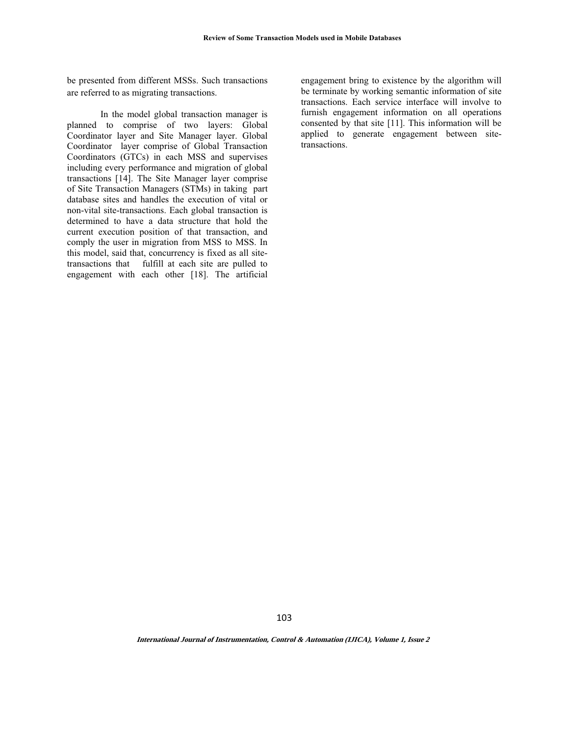be presented from different MSSs. Such transactions are referred to as migrating transactions.

In the model global transaction manager is planned to comprise of two layers: Global Coordinator layer and Site Manager layer. Global Coordinator layer comprise of Global Transaction Coordinators (GTCs) in each MSS and supervises including every performance and migration of global transactions [14]. The Site Manager layer comprise of Site Transaction Managers (STMs) in taking part database sites and handles the execution of vital or non-vital site-transactions. Each global transaction is determined to have a data structure that hold the current execution position of that transaction, and comply the user in migration from MSS to MSS. In this model, said that, concurrency is fixed as all site-transactions that fulfill at each site are pulled to engagement with each other [18]. The artificial engagement bring to existence by the algorithm will be terminate by working semantic information of site transactions. Each service interface will involve to furnish engagement information on all operations consented by that site [11]. This information will be applied to generate engagement between site-transactions.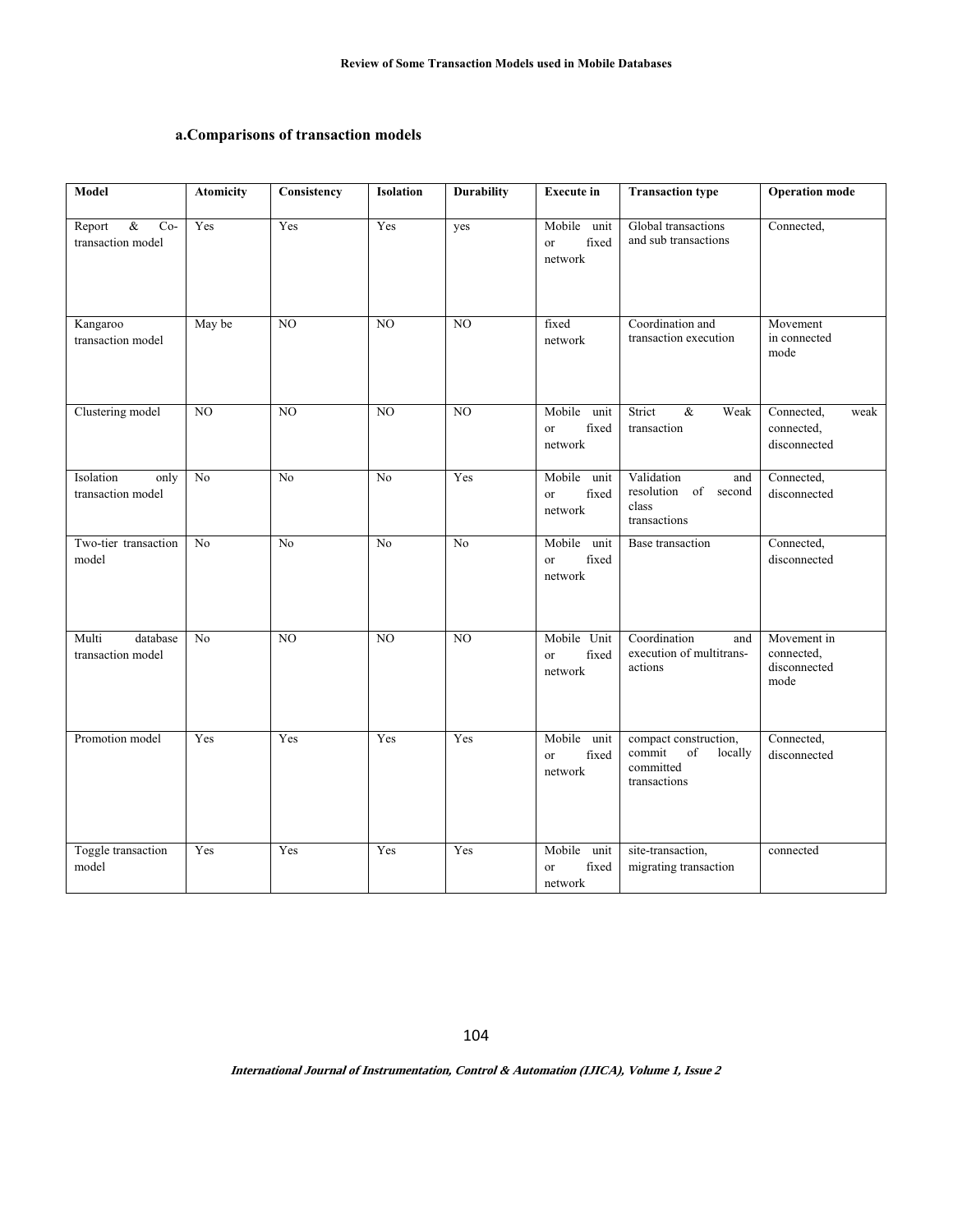### a.Comparisons of transaction models

| Model | Atomicity | Consistency | Isolation | Durability | Execute in | Transaction type | Operation mode |
|---|---|---|---|---|---|---|---|
| Report & Co-transaction model | Yes | Yes | Yes | yes | Mobile unit or fixed network | Global transactions and sub transactions | Connected, |
| Kangaroo transaction model | May be | NO | NO | NO | fixed network | Coordination and transaction execution | Movement in connected mode |
| Clustering model | NO | NO | NO | NO | Mobile unit or fixed network | Strict & Weak transaction | Connected, weak connected, disconnected |
| Isolation only transaction model | No | No | No | Yes | Mobile unit or fixed network | Validation and resolution of second class transactions | Connected, disconnected |
| Two-tier transaction model | No | No | No | No | Mobile unit or fixed network | Base transaction | Connected, disconnected |
| Multi database transaction model | No | NO | NO | NO | Mobile Unit or fixed network | Coordination and execution of multitrans-actions | Movement in connected, disconnected mode |
| Promotion model | Yes | Yes | Yes | Yes | Mobile unit or fixed network | compact construction, commit of locally committed transactions | Connected, disconnected |
| Toggle transaction model | Yes | Yes | Yes | Yes | Mobile unit or fixed network | site-transaction, migrating transaction | connected |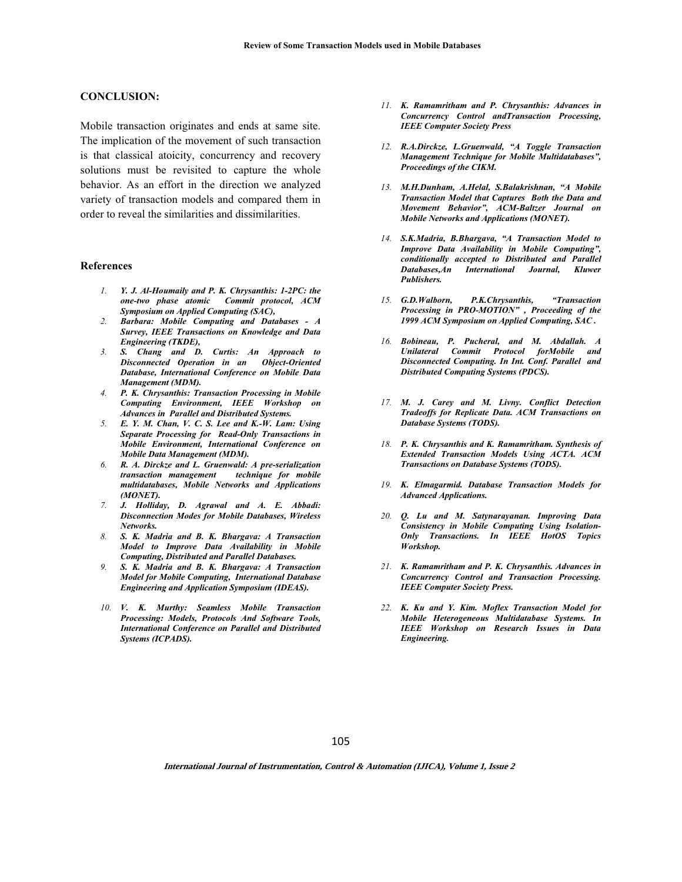## CONCLUSION:

Mobile transaction originates and ends at same site. The implication of the movement of such transaction is that classical atoicity, concurrency and recovery solutions must be revisited to capture the whole behavior. As an effort in the direction we analyzed variety of transaction models and compared them in order to reveal the similarities and dissimilarities.

## References

1. ***Y. J. Al-Houmaily and P. K. Chrysanthis: 1-2PC: the one-two phase atomic Commit protocol, ACM Symposium on Applied Computing (SAC),***
2. ***Barbara: Mobile Computing and Databases - A Survey, IEEE Transactions on Knowledge and Data Engineering (TKDE),***
3. ***S. Chang and D. Curtis: An Approach to Disconnected Operation in an Object-Oriented Database, International Conference on Mobile Data Management (MDM).***
4. ***P. K. Chrysanthis: Transaction Processing in Mobile Computing Environment, IEEE Workshop on Advances in Parallel and Distributed Systems.***
5. ***E. Y. M. Chan, V. C. S. Lee and K.-W. Lam: Using Separate Processing for Read-Only Transactions in Mobile Environment, International Conference on Mobile Data Management (MDM).***
6. ***R. A. Dirckze and L. Gruenwald: A pre-serialization transaction management technique for mobile multidatabases, Mobile Networks and Applications (MONET).***
7. ***J. Holliday, D. Agrawal and A. E. Abbadi: Disconnection Modes for Mobile Databases, Wireless Networks.***
8. ***S. K. Madria and B. K. Bhargava: A Transaction Model to Improve Data Availability in Mobile Computing, Distributed and Parallel Databases.***
9. ***S. K. Madria and B. K. Bhargava: A Transaction Model for Mobile Computing, International Database Engineering and Application Symposium (IDEAS).***
10. ***V. K. Murthy: Seamless Mobile Transaction Processing: Models, Protocols And Software Tools, International Conference on Parallel and Distributed Systems (ICPADS).***
11. ***K. Ramamritham and P. Chrysanthis: Advances in Concurrency Control andTransaction Processing, IEEE Computer Society Press***
12. ***R.A.Dirckze, L.Gruenwald, "A Toggle Transaction Management Technique for Mobile Multidatabases", Proceedings of the CIKM.***
13. ***M.H.Dunham, A.Helal, S.Balakrishnan, "A Mobile Transaction Model that Captures Both the Data and Movement Behavior", ACM-Baltzer Journal on Mobile Networks and Applications (MONET).***
14. ***S.K.Madria, B.Bhargava, "A Transaction Model to Improve Data Availability in Mobile Computing", conditionally accepted to Distributed and Parallel Databases,An International Journal, Kluwer Publishers.***
15. ***G.D.Walborn, P.K.Chrysanthis, "Transaction Processing in PRO-MOTION" , Proceeding of the 1999 ACM Symposium on Applied Computing, SAC .***
16. ***Bobineau, P. Pucheral, and M. Abdallah. A Unilateral Commit Protocol forMobile and Disconnected Computing. In Int. Conf. Parallel and Distributed Computing Systems (PDCS).***
17. ***M. J. Carey and M. Livny. Conflict Detection Tradeoffs for Replicate Data. ACM Transactions on Database Systems (TODS).***
18. ***P. K. Chrysanthis and K. Ramamritham. Synthesis of Extended Transaction Models Using ACTA. ACM Transactions on Database Systems (TODS).***
19. ***K. Elmagarmid. Database Transaction Models for Advanced Applications.***
20. ***Q. Lu and M. Satynarayanan. Improving Data Consistency in Mobile Computing Using Isolation-Only Transactions. In IEEE HotOS Topics Workshop.***
21. ***K. Ramamritham and P. K. Chrysanthis. Advances in Concurrency Control and Transaction Processing. IEEE Computer Society Press.***
22. ***K. Ku and Y. Kim. Moflex Transaction Model for Mobile Heterogeneous Multidatabase Systems. In IEEE Workshop on Research Issues in Data Engineering.***